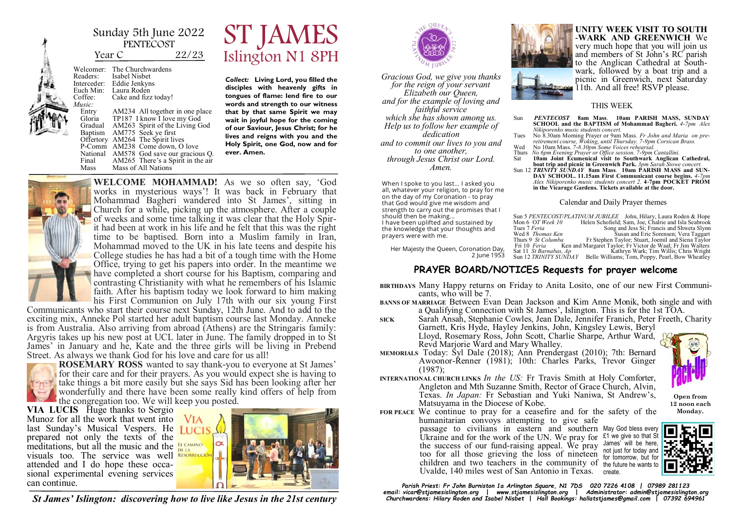Sunday 5th June 2022
PENTECOST
Year C 22/23

# ST JAMES
## Islington N1 8PH

| | |
|---|---|
| Welcomer: | The Churchwardens |
| Readers: | Isabel Nisbet |
| Interceder: | Eddie Jenkyns |
| Euch Min: | Laura Roden |
| Coffee: | Cake and fizz today! |
| *Music:* | |
| Entry | AM234 All together in one place |
| Gloria | TP187 I know I love my God |
| Gradual | AM263 Spirit of the Living God |
| Baptism | AM775 Seek ye first |
| Offertory | AM264 The Spirit lives |
| P-Comm | AM238 Come down, O love |
| National | AM578 God save our gracious Q. |
| Final | AM265 There's a Spirit in the air |
| Mass | Mass of All Nations |

***Collect:*** **Living Lord, you filled the disciples with heavenly gifts in tongues of flame: lend fire to our words and strength to our witness that by that same Spirit we may wait in joyful hope for the coming of our Saviour, Jesus Christ; for he lives and reigns with you and the Holy Spirit, one God, now and for ever. Amen.**

**WELCOME MOHAMMAD!** As we so often say, 'God works in mysterious ways'! It was back in February that Mohammad Bagheri wandered into St James', sitting in Church for a while, picking up the atmosphere. After a couple of weeks and some time talking it was clear that the Holy Spirit had been at work in his life and he felt that this was the right time to be baptised. Born into a Muslim family in Iran, Mohammad moved to the UK in his late teens and despite his College studies he has had a bit of a tough time with the Home Office, trying to get his papers into order. In the meantime we have completed a short course for his Baptism, comparing and contrasting Christianity with what he remembers of his Islamic faith. After his baptism today we look forward to him making his First Communion on July 17th with our six young First Communicants who start their course next Sunday, 12th June. And to add to the exciting mix, Anneke Pol started her adult baptism course last Monday. Anneke is from Australia. Also arriving from abroad (Athens) are the Stringaris family: Argyris takes up his new post at UCL later in June. The family dropped in to St James' in January and he, Kate and the three girls will be living in Prebend Street. As always we thank God for his love and care for us all!

**ROSEMARY ROSS** wanted to say thank-you to everyone at St James' for their care and for their prayers. As you would expect she is having to take things a bit more easily but she says Sid has been looking after her wonderfully and there have been some really kind offers of help from the congregation too. We will keep you posted.

**VIA LUCIS** Huge thanks to Sergio Munoz for all the work that went into last Sunday's Musical Vespers. He prepared not only the texts of the meditations, but all the music and the visuals too. The service was well attended and I do hope these occasional experimental evening services can continue.

*Gracious God, we give you thanks for the reign of your servant Elizabeth our Queen, and for the example of loving and faithful service which she has shown among us. Help us to follow her example of dedication and to commit our lives to you and to one another, through Jesus Christ our Lord. Amen.*

When I spoke to you last... I asked you all, whatever your religion, to pray for me on the day of my Coronation - to pray that God would give me wisdom and strength to carry out the promises that I should then be making...
I have been uplifted and sustained by the knowledge that your thoughts and prayers were with me.

Her Majesty the Queen, Coronation Day, 2 June 1953

**UNITY WEEK VISIT TO SOUTHWARK AND GREENWICH** We very much hope that you will join us and members of St John's RC parish to the Anglican Cathedral at Southwark, followed by a boat trip and a picnic in Greenwich, next Saturday 11th. And all free! RSVP please.

### THIS WEEK

| | |
|---|---|
| Sun | ***PENTECOST*** **8am Mass. 10am PARISH MASS, SUNDAY SCHOOL and the BAPTISM of Mohammad Bagheri.** *4-7pm Alex Nikiporenko music students concert.* |
| Tues | No 8.30am Morning Prayer or 9am Mass. *Fr John and Maria on pre-retirement course, Woking, until Thursday. 7-9pm Corsican Brass.* |
| Wed | No 10am Mass. *7-8.30pm Some Voices rehearsal.* |
| Thurs | *No 6pm Evening Prayer or Office session. 7-9pm Cantallini.* |
| Sat | **10am Joint Ecumenical visit to Southwark Anglican Cathedral, boat trip and picnic in Greenwich Park.** *3pm Sarah Stowe concert.* |
| Sun 12 | ***TRINITY SUNDAY*** **8am Mass. 10am PARISH MASS and SUNDAY SCHOOL. 11.15am First Communicant course begins.** *4-7pm Alex Nikiporenko music students concert 2.* **4-7pm POCKET PROM in the Vicarage Gardens. Tickets available at the door.** |

### Calendar and Daily Prayer themes

| | |
|---|---|
| Sun 5 *PENTECOST/PLATINUM JUBILEE* | John, Hilary, Laura Roden & Hope |
| Mon 6 *OT Week 10* | Helen Schofield; Sam, Joe, Chalrie and Isla Seabrook |
| Tues 7 *Feria* | Song and Jess Si; Francis and Shweta Slynn |
| Wed 8 *Thomas Ken* | Susan and Eric Sorensen; Vera Taggart |
| Thurs 9 *St Columba* | Fr Stephen Taylor; Stuart, Joemil and Siena Taylor |
| Fri 10 *Feria* | Ken and Margaret Taylor; Fr Victor de Waal; Fr Jim Walters |
| Sat 11 *St Barnabas, Ap* | Kathryn Wark; Tim Willis; Chris Wright |
| Sun 12 *TRINITY SUNDAY* | Belle Williams; Tom, Poppy, Pearl, Bow Wheatley |

## PRAYER BOARD/NOTICES Requests for prayer welcome

**BIRTHDAYS** Many Happy returns on Friday to Anita Losito, one of our new First Communicants, who will be 7.

**BANNS OF MARRIAGE** Between Evan Dean Jackson and Kim Anne Monik, both single and with a Qualifying Connection with St James', Islington. This is for the 1st TOA.

**SICK** Sarah Ansah, Stephanie Cowles, Jean Dale, Jennifer Franich, Peter Freeth, Charity Garnett, Kris Hyde, Hayley Jenkins, John, Kingsley Lewis, Beryl Lloyd, Rosemary Ross, John Scott, Charlie Sharpe, Arthur Ward, Revd Marjorie Ward and Mary Whalley.

**MEMORIALS** Today: Syl Dale (2018); Ann Prendergast (2010); 7th: Bernard Awoonor-Renner (1981); 10th: Charles Parks, Trevor Ginger (1987);

**INTERNATIONAL CHURCH LINKS** *In the US:* Fr Travis Smith at Holy Comforter, Angleton and Mth Suzanne Smith, Rector of Grace Church, Alvin, Texas. *In Japan:* Fr Sebastian and Yuki Naniwa, St Andrew's, Matsuyama in the Diocese of Kobe.

**FOR PEACE** We continue to pray for a ceasefire and for the safety of the humanitarian convoys attempting to give safe passage to civilians in eastern and southern Ukraine and for the work of the UN. We pray for the success of our fund-raising appeal. We pray too for all those grieving the loss of nineteen children and two teachers in the community of Uvalde, 140 miles west of San Antonio in Texas.

**Open from 12 noon each Monday.**

May God bless every £1 we give so that St James' will be here, not just for today and for tomorrow, but for the future he wants to create.

*St James' Islington: discovering how to live like Jesus in the 21st century*

***Parish Priest: Fr John Burniston 1a Arlington Square, N1 7DS 020 7226 4108 | 07989 281123***
***email: vicar@stjamesislington.org | www.stjamesislington.org | Administrator: admin@stjamesislington.org***
***Churchwardens: Hilary Roden and Isabel Nisbet | Hall Bookings: hallatstjames@gmail.com | 07392 694961***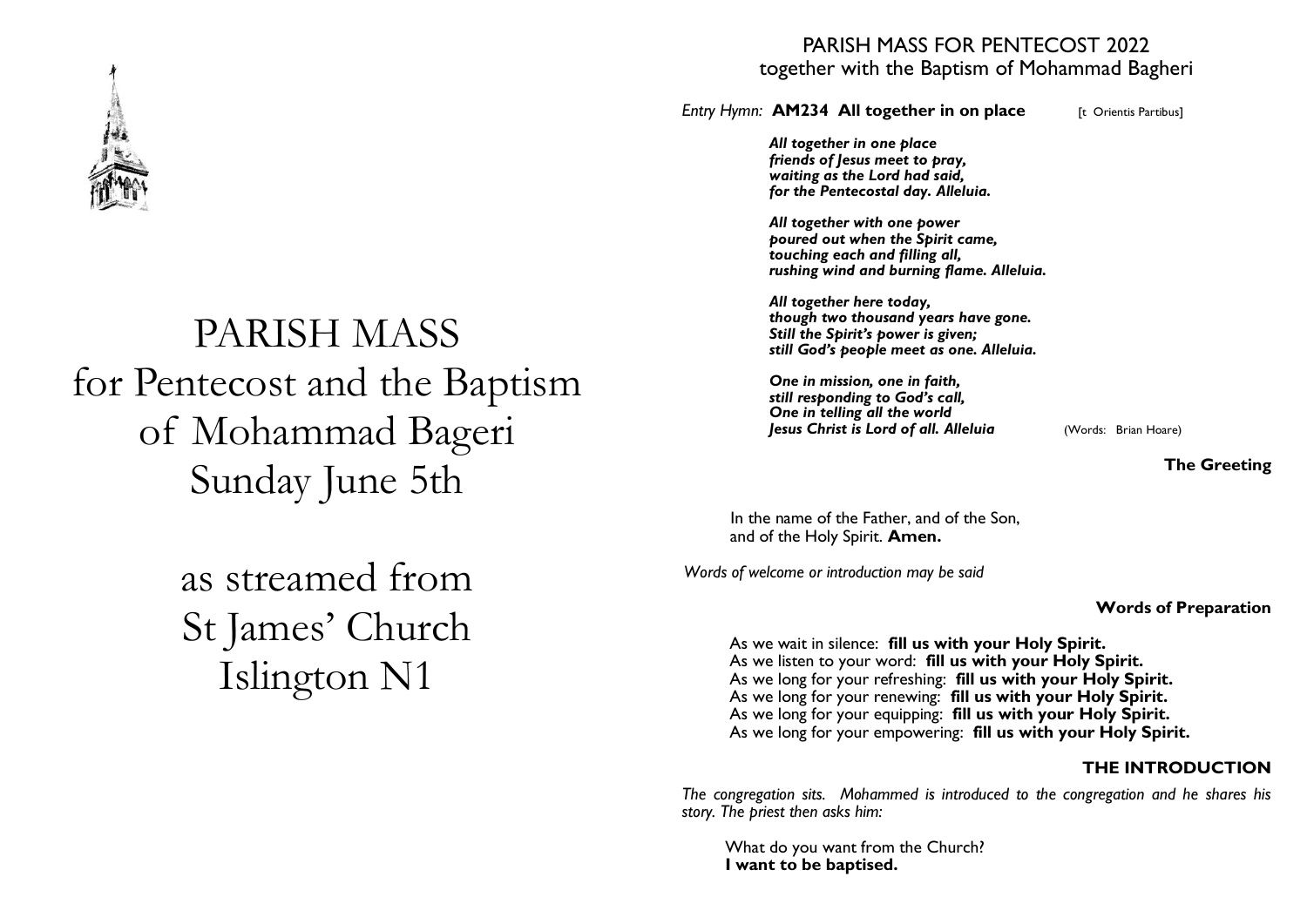# PARISH MASS
# for Pentecost and the Baptism of Mohammad Bageri
# Sunday June 5th

## as streamed from St James' Church Islington N1

---

PARISH MASS FOR PENTECOST 2022
together with the Baptism of Mohammad Bagheri

*Entry Hymn:* **AM234 All together in on place** [t Orientis Partibus]

***All together in one place***
***friends of Jesus meet to pray,***
***waiting as the Lord had said,***
***for the Pentecostal day. Alleluia.***

***All together with one power***
***poured out when the Spirit came,***
***touching each and filling all,***
***rushing wind and burning flame. Alleluia.***

***All together here today,***
***though two thousand years have gone.***
***Still the Spirit's power is given;***
***still God's people meet as one. Alleluia.***

***One in mission, one in faith,***
***still responding to God's call,***
***One in telling all the world***
***Jesus Christ is Lord of all. Alleluia*** (Words: Brian Hoare)

**The Greeting**

In the name of the Father, and of the Son,
and of the Holy Spirit. **Amen.**

*Words of welcome or introduction may be said*

**Words of Preparation**

As we wait in silence: **fill us with your Holy Spirit.**
As we listen to your word: **fill us with your Holy Spirit.**
As we long for your refreshing: **fill us with your Holy Spirit.**
As we long for your renewing: **fill us with your Holy Spirit.**
As we long for your equipping: **fill us with your Holy Spirit.**
As we long for your empowering: **fill us with your Holy Spirit.**

**THE INTRODUCTION**

*The congregation sits. Mohammed is introduced to the congregation and he shares his story. The priest then asks him:*

What do you want from the Church?
**I want to be baptised.**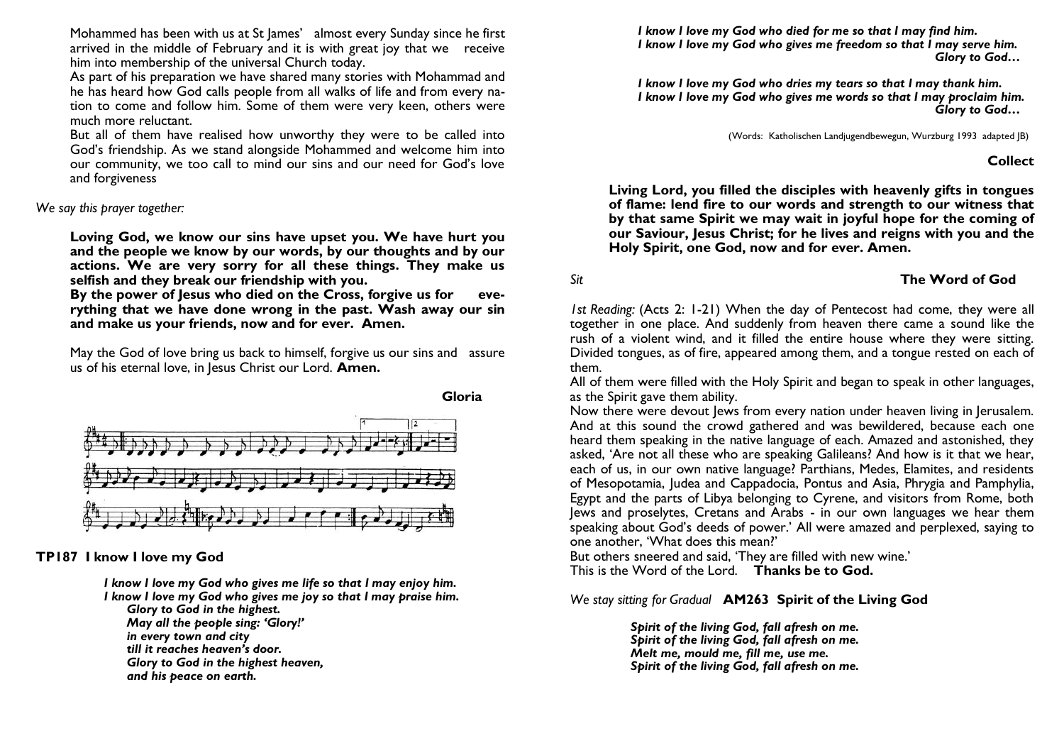Mohammed has been with us at St James' almost every Sunday since he first arrived in the middle of February and it is with great joy that we receive him into membership of the universal Church today.

As part of his preparation we have shared many stories with Mohammad and he has heard how God calls people from all walks of life and from every nation to come and follow him. Some of them were very keen, others were much more reluctant.

But all of them have realised how unworthy they were to be called into God's friendship. As we stand alongside Mohammed and welcome him into our community, we too call to mind our sins and our need for God's love and forgiveness

*We say this prayer together:*

**Loving God, we know our sins have upset you. We have hurt you and the people we know by our words, by our thoughts and by our actions. We are very sorry for all these things. They make us selfish and they break our friendship with you.**

**By the power of Jesus who died on the Cross, forgive us for everything that we have done wrong in the past. Wash away our sin and make us your friends, now and for ever. Amen.**

May the God of love bring us back to himself, forgive us our sins and assure us of his eternal love, in Jesus Christ our Lord. **Amen.**

**Gloria**

**TP187 I know I love my God**

*I know I love my God who gives me life so that I may enjoy him.*
*I know I love my God who gives me joy so that I may praise him.*
*Glory to God in the highest.*
*May all the people sing: 'Glory!'*
*in every town and city*
*till it reaches heaven's door.*
*Glory to God in the highest heaven,*
*and his peace on earth.*

*I know I love my God who died for me so that I may find him.*
*I know I love my God who gives me freedom so that I may serve him.*
*Glory to God…*

*I know I love my God who dries my tears so that I may thank him.*
*I know I love my God who gives me words so that I may proclaim him.*
*Glory to God…*

(Words: Katholischen Landjugendbewegun, Wurzburg 1993 adapted JB)

**Collect**

**Living Lord, you filled the disciples with heavenly gifts in tongues of flame: lend fire to our words and strength to our witness that by that same Spirit we may wait in joyful hope for the coming of our Saviour, Jesus Christ; for he lives and reigns with you and the Holy Spirit, one God, now and for ever. Amen.**

*Sit*

**The Word of God**

*1st Reading:* (Acts 2: 1-21) When the day of Pentecost had come, they were all together in one place. And suddenly from heaven there came a sound like the rush of a violent wind, and it filled the entire house where they were sitting. Divided tongues, as of fire, appeared among them, and a tongue rested on each of them.

All of them were filled with the Holy Spirit and began to speak in other languages, as the Spirit gave them ability.

Now there were devout Jews from every nation under heaven living in Jerusalem. And at this sound the crowd gathered and was bewildered, because each one heard them speaking in the native language of each. Amazed and astonished, they asked, 'Are not all these who are speaking Galileans? And how is it that we hear, each of us, in our own native language? Parthians, Medes, Elamites, and residents of Mesopotamia, Judea and Cappadocia, Pontus and Asia, Phrygia and Pamphylia, Egypt and the parts of Libya belonging to Cyrene, and visitors from Rome, both Jews and proselytes, Cretans and Arabs - in our own languages we hear them speaking about God's deeds of power.' All were amazed and perplexed, saying to one another, 'What does this mean?'

But others sneered and said, 'They are filled with new wine.'

This is the Word of the Lord. **Thanks be to God.**

*We stay sitting for Gradual* **AM263 Spirit of the Living God**

*Spirit of the living God, fall afresh on me.*
*Spirit of the living God, fall afresh on me.*
*Melt me, mould me, fill me, use me.*
*Spirit of the living God, fall afresh on me.*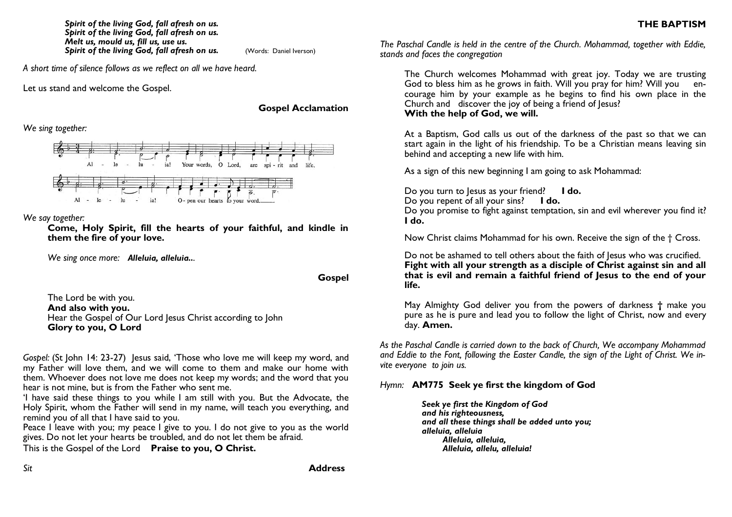***Spirit of the living God, fall afresh on us.***
***Spirit of the living God, fall afresh on us.***
***Melt us, mould us, fill us, use us.***
***Spirit of the living God, fall afresh on us.*** (Words: Daniel Iverson)

*A short time of silence follows as we reflect on all we have heard.*

Let us stand and welcome the Gospel.

**Gospel Acclamation**

*We sing together:*

Alleluia! Your words, O Lord, are spirit and life.
Alleluia! Open our hearts to your word.

*We say together:*

**Come, Holy Spirit, fill the hearts of your faithful, and kindle in them the fire of your love.**

*We sing once more:* ***Alleluia, alleluia...***

**Gospel**

The Lord be with you.
**And also with you.**
Hear the Gospel of Our Lord Jesus Christ according to John
**Glory to you, O Lord**

*Gospel:* (St John 14: 23-27) Jesus said, 'Those who love me will keep my word, and my Father will love them, and we will come to them and make our home with them. Whoever does not love me does not keep my words; and the word that you hear is not mine, but is from the Father who sent me.

'I have said these things to you while I am still with you. But the Advocate, the Holy Spirit, whom the Father will send in my name, will teach you everything, and remind you of all that I have said to you.

Peace I leave with you; my peace I give to you. I do not give to you as the world gives. Do not let your hearts be troubled, and do not let them be afraid.

This is the Gospel of the Lord **Praise to you, O Christ.**

*Sit* **Address**

## THE BAPTISM

*The Paschal Candle is held in the centre of the Church. Mohammad, together with Eddie, stands and faces the congregation*

The Church welcomes Mohammad with great joy. Today we are trusting God to bless him as he grows in faith. Will you pray for him? Will you encourage him by your example as he begins to find his own place in the Church and discover the joy of being a friend of Jesus?
**With the help of God, we will.**

At a Baptism, God calls us out of the darkness of the past so that we can start again in the light of his friendship. To be a Christian means leaving sin behind and accepting a new life with him.

As a sign of this new beginning I am going to ask Mohammad:

Do you turn to Jesus as your friend? **I do.**
Do you repent of all your sins? **I do.**
Do you promise to fight against temptation, sin and evil wherever you find it?
**I do.**

Now Christ claims Mohammad for his own. Receive the sign of the † Cross.

Do not be ashamed to tell others about the faith of Jesus who was crucified.
**Fight with all your strength as a disciple of Christ against sin and all that is evil and remain a faithful friend of Jesus to the end of your life.**

May Almighty God deliver you from the powers of darkness † make you pure as he is pure and lead you to follow the light of Christ, now and every day. **Amen.**

*As the Paschal Candle is carried down to the back of Church, We accompany Mohammad and Eddie to the Font, following the Easter Candle, the sign of the Light of Christ. We invite everyone to join us.*

*Hymn:* **AM775 Seek ye first the kingdom of God**

***Seek ye first the Kingdom of God***
***and his righteousness,***
***and all these things shall be added unto you;***
***alleluia, alleluia***
***Alleluia, alleluia,***
***Alleluia, allelu, alleluia!***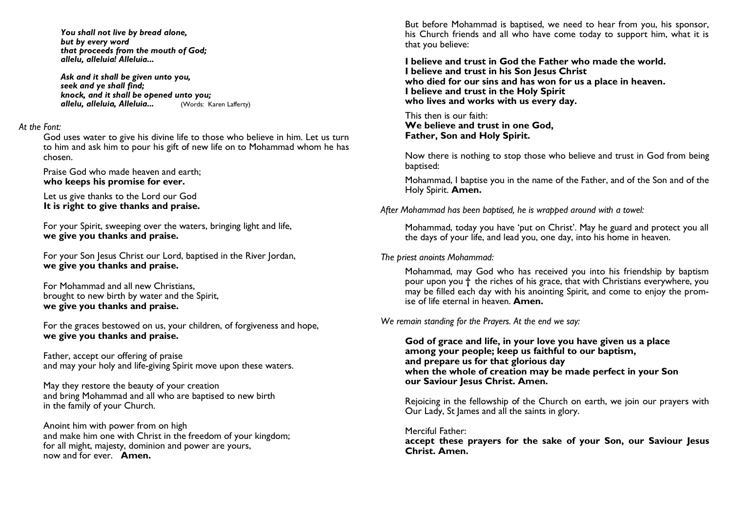***You shall not live by bread alone,***
***but by every word***
***that proceeds from the mouth of God;***
***allelu, alleluia! Alleluia...***

***Ask and it shall be given unto you,***
***seek and ye shall find;***
***knock, and it shall be opened unto you;***
***allelu, alleluia, Alleluia...*** (Words: Karen Lafferty)

*At the Font:*

God uses water to give his divine life to those who believe in him. Let us turn to him and ask him to pour his gift of new life on to Mohammad whom he has chosen.

Praise God who made heaven and earth;
**who keeps his promise for ever.**

Let us give thanks to the Lord our God
**It is right to give thanks and praise.**

For your Spirit, sweeping over the waters, bringing light and life,
**we give you thanks and praise.**

For your Son Jesus Christ our Lord, baptised in the River Jordan,
**we give you thanks and praise.**

For Mohammad and all new Christians,
brought to new birth by water and the Spirit,
**we give you thanks and praise.**

For the graces bestowed on us, your children, of forgiveness and hope,
**we give you thanks and praise.**

Father, accept our offering of praise
and may your holy and life-giving Spirit move upon these waters.

May they restore the beauty of your creation
and bring Mohammad and all who are baptised to new birth
in the family of your Church.

Anoint him with power from on high
and make him one with Christ in the freedom of your kingdom;
for all might, majesty, dominion and power are yours,
now and for ever. **Amen.**

But before Mohammad is baptised, we need to hear from you, his sponsor, his Church friends and all who have come today to support him, what it is that you believe:

**I believe and trust in God the Father who made the world.**
**I believe and trust in his Son Jesus Christ**
**who died for our sins and has won for us a place in heaven.**
**I believe and trust in the Holy Spirit**
**who lives and works with us every day.**

This then is our faith:
**We believe and trust in one God,**
**Father, Son and Holy Spirit.**

Now there is nothing to stop those who believe and trust in God from being baptised:

Mohammad, I baptise you in the name of the Father, and of the Son and of the Holy Spirit. **Amen.**

*After Mohammad has been baptised, he is wrapped around with a towel:*

Mohammad, today you have 'put on Christ'. May he guard and protect you all the days of your life, and lead you, one day, into his home in heaven.

*The priest anoints Mohammad:*

Mohammad, may God who has received you into his friendship by baptism pour upon you † the riches of his grace, that with Christians everywhere, you may be filled each day with his anointing Spirit, and come to enjoy the promise of life eternal in heaven. **Amen.**

*We remain standing for the Prayers. At the end we say:*

**God of grace and life, in your love you have given us a place**
**among your people; keep us faithful to our baptism,**
**and prepare us for that glorious day**
**when the whole of creation may be made perfect in your Son**
**our Saviour Jesus Christ. Amen.**

Rejoicing in the fellowship of the Church on earth, we join our prayers with Our Lady, St James and all the saints in glory.

Merciful Father:
**accept these prayers for the sake of your Son, our Saviour Jesus Christ. Amen.**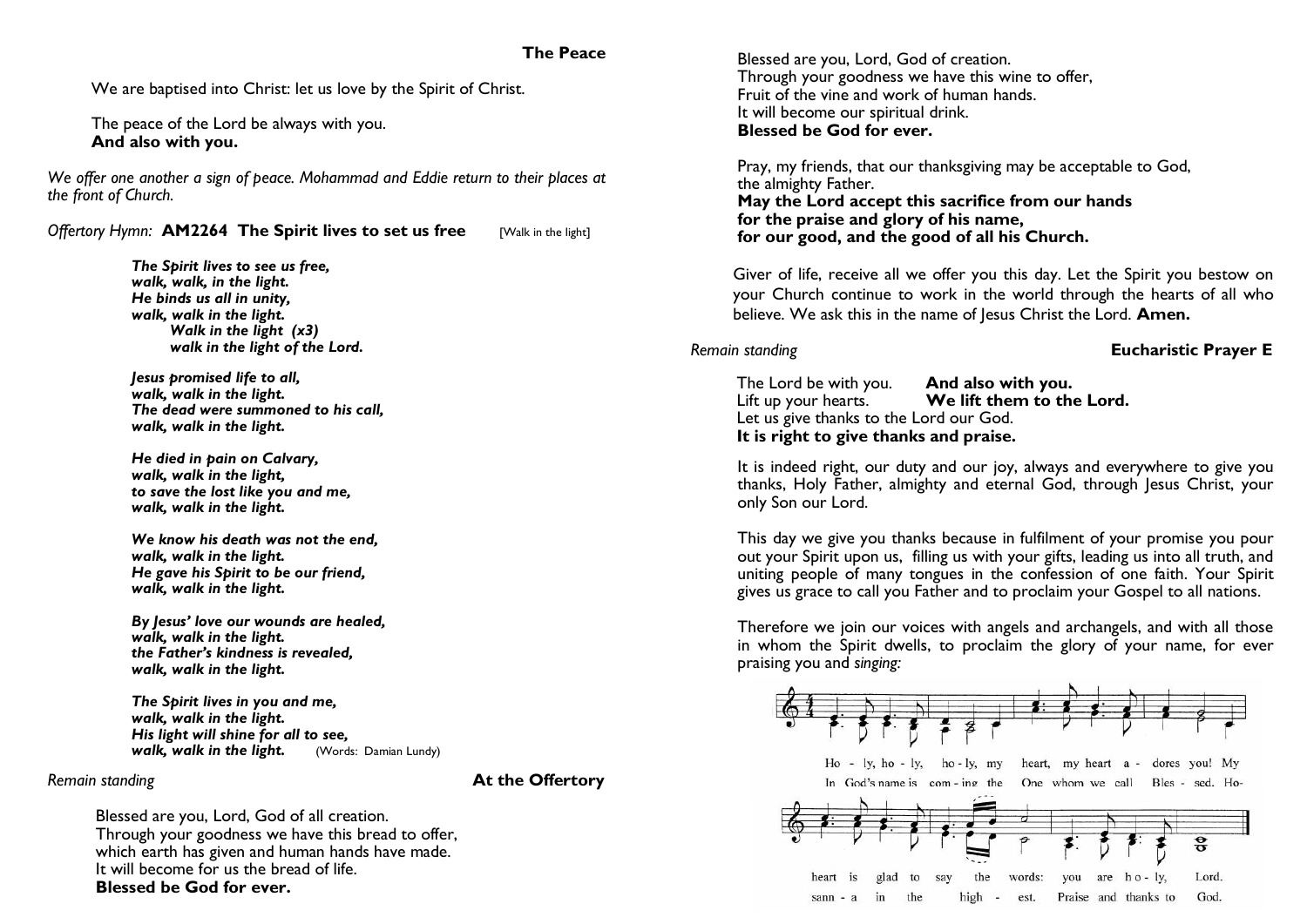## The Peace

We are baptised into Christ: let us love by the Spirit of Christ.

The peace of the Lord be always with you.
**And also with you.**

*We offer one another a sign of peace. Mohammad and Eddie return to their places at the front of Church.*

*Offertory Hymn:* **AM2264 The Spirit lives to set us free** [Walk in the light]

***The Spirit lives to see us free,***
***walk, walk, in the light.***
***He binds us all in unity,***
***walk, walk in the light.***
***Walk in the light (x3)***
***walk in the light of the Lord.***

***Jesus promised life to all,***
***walk, walk in the light.***
***The dead were summoned to his call,***
***walk, walk in the light.***

***He died in pain on Calvary,***
***walk, walk in the light,***
***to save the lost like you and me,***
***walk, walk in the light.***

***We know his death was not the end,***
***walk, walk in the light.***
***He gave his Spirit to be our friend,***
***walk, walk in the light.***

***By Jesus' love our wounds are healed,***
***walk, walk in the light.***
***the Father's kindness is revealed,***
***walk, walk in the light.***

***The Spirit lives in you and me,***
***walk, walk in the light.***
***His light will shine for all to see,***
***walk, walk in the light.*** (Words: Damian Lundy)

*Remain standing*

## At the Offertory

Blessed are you, Lord, God of all creation.
Through your goodness we have this bread to offer,
which earth has given and human hands have made.
It will become for us the bread of life.
**Blessed be God for ever.**

Blessed are you, Lord, God of creation.
Through your goodness we have this wine to offer,
Fruit of the vine and work of human hands.
It will become our spiritual drink.
**Blessed be God for ever.**

Pray, my friends, that our thanksgiving may be acceptable to God,
the almighty Father.
**May the Lord accept this sacrifice from our hands**
**for the praise and glory of his name,**
**for our good, and the good of all his Church.**

Giver of life, receive all we offer you this day. Let the Spirit you bestow on your Church continue to work in the world through the hearts of all who believe. We ask this in the name of Jesus Christ the Lord. **Amen.**

*Remain standing*

## Eucharistic Prayer E

The Lord be with you. **And also with you.**
Lift up your hearts. **We lift them to the Lord.**
Let us give thanks to the Lord our God.
**It is right to give thanks and praise.**

It is indeed right, our duty and our joy, always and everywhere to give you thanks, Holy Father, almighty and eternal God, through Jesus Christ, your only Son our Lord.

This day we give you thanks because in fulfilment of your promise you pour out your Spirit upon us, filling us with your gifts, leading us into all truth, and uniting people of many tongues in the confession of one faith. Your Spirit gives us grace to call you Father and to proclaim your Gospel to all nations.

Therefore we join our voices with angels and archangels, and with all those in whom the Spirit dwells, to proclaim the glory of your name, for ever praising you and *singing:*

Holy, holy, holy, my heart, my heart adores you! My heart is glad to say the words: you are holy, Lord.
In God's name is coming the One whom we call Blessed. Hosanna in the highest. Praise and thanks to God.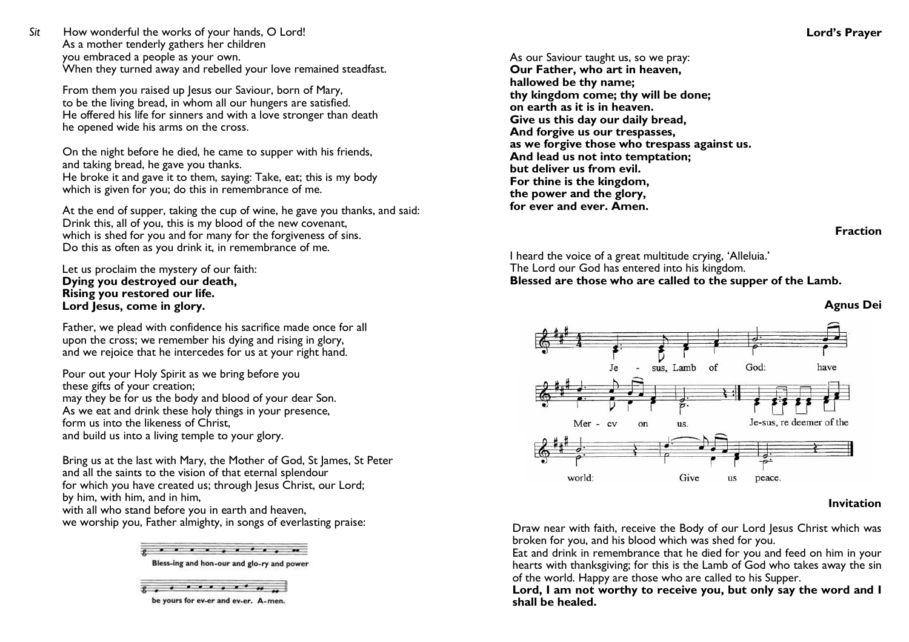*Sit* How wonderful the works of your hands, O Lord!
As a mother tenderly gathers her children
you embraced a people as your own.
When they turned away and rebelled your love remained steadfast.

From them you raised up Jesus our Saviour, born of Mary,
to be the living bread, in whom all our hungers are satisfied.
He offered his life for sinners and with a love stronger than death
he opened wide his arms on the cross.

On the night before he died, he came to supper with his friends,
and taking bread, he gave you thanks.
He broke it and gave it to them, saying: Take, eat; this is my body
which is given for you; do this in remembrance of me.

At the end of supper, taking the cup of wine, he gave you thanks, and said:
Drink this, all of you, this is my blood of the new covenant,
which is shed for you and for many for the forgiveness of sins.
Do this as often as you drink it, in remembrance of me.

Let us proclaim the mystery of our faith:
**Dying you destroyed our death,**
**Rising you restored our life.**
**Lord Jesus, come in glory.**

Father, we plead with confidence his sacrifice made once for all
upon the cross; we remember his dying and rising in glory,
and we rejoice that he intercedes for us at your right hand.

Pour out your Holy Spirit as we bring before you
these gifts of your creation;
may they be for us the body and blood of your dear Son.
As we eat and drink these holy things in your presence,
form us into the likeness of Christ,
and build us into a living temple to your glory.

Bring us at the last with Mary, the Mother of God, St James, St Peter
and all the saints to the vision of that eternal splendour
for which you have created us; through Jesus Christ, our Lord;
by him, with him, and in him,
with all who stand before you in earth and heaven,
we worship you, Father almighty, in songs of everlasting praise:

Bless-ing and hon-our and glo-ry and power

be yours for ev-er and ev-er. A-men.

### Lord's Prayer

As our Saviour taught us, so we pray:
**Our Father, who art in heaven,**
**hallowed be thy name;**
**thy kingdom come; thy will be done;**
**on earth as it is in heaven.**
**Give us this day our daily bread,**
**And forgive us our trespasses,**
**as we forgive those who trespass against us.**
**And lead us not into temptation;**
**but deliver us from evil.**
**For thine is the kingdom,**
**the power and the glory,**
**for ever and ever. Amen.**

### Fraction

I heard the voice of a great multitude crying, 'Alleluia.'
The Lord our God has entered into his kingdom.
**Blessed are those who are called to the supper of the Lamb.**

### Agnus Dei

Je - sus, Lamb of God: have Mer - cy on us. Je-sus, re deemer of the world: Give us peace.

### Invitation

Draw near with faith, receive the Body of our Lord Jesus Christ which was broken for you, and his blood which was shed for you.
Eat and drink in remembrance that he died for you and feed on him in your hearts with thanksgiving; for this is the Lamb of God who takes away the sin of the world. Happy are those who are called to his Supper.
**Lord, I am not worthy to receive you, but only say the word and I shall be healed.**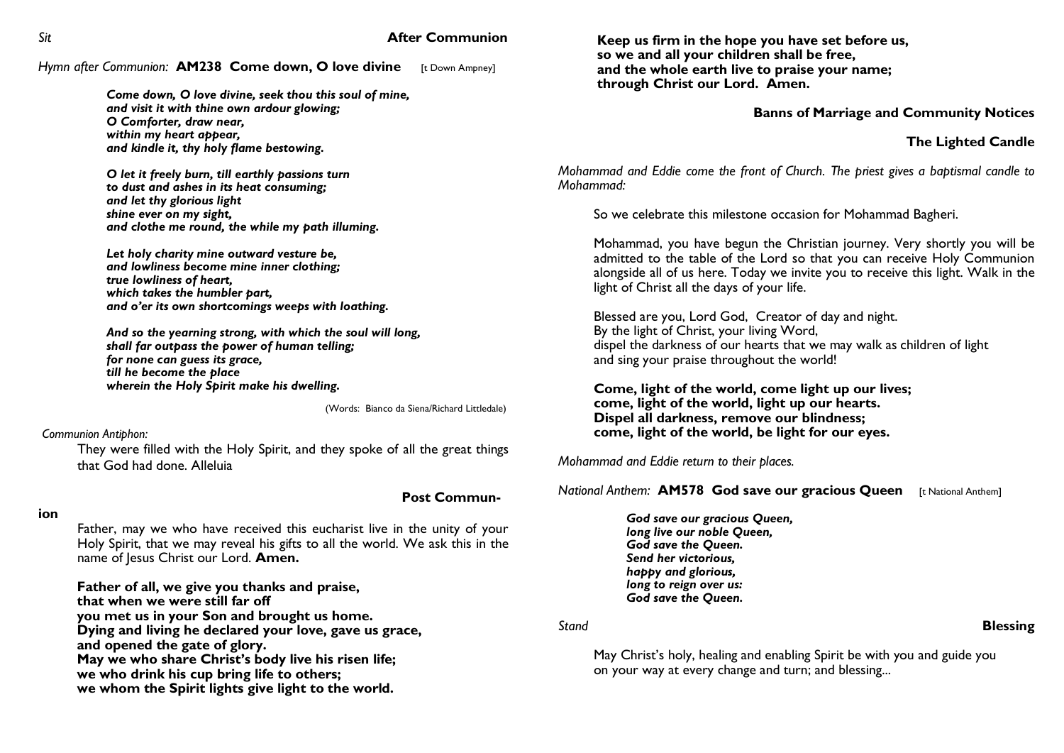*Sit* **After Communion**

*Hymn after Communion:* **AM238 Come down, O love divine** [t Down Ampney]

> ***Come down, O love divine, seek thou this soul of mine,***
> ***and visit it with thine own ardour glowing;***
> ***O Comforter, draw near,***
> ***within my heart appear,***
> ***and kindle it, thy holy flame bestowing.***
>
> ***O let it freely burn, till earthly passions turn***
> ***to dust and ashes in its heat consuming;***
> ***and let thy glorious light***
> ***shine ever on my sight,***
> ***and clothe me round, the while my path illuming.***
>
> ***Let holy charity mine outward vesture be,***
> ***and lowliness become mine inner clothing;***
> ***true lowliness of heart,***
> ***which takes the humbler part,***
> ***and o'er its own shortcomings weeps with loathing.***
>
> ***And so the yearning strong, with which the soul will long,***
> ***shall far outpass the power of human telling;***
> ***for none can guess its grace,***
> ***till he become the place***
> ***wherein the Holy Spirit make his dwelling.***

(Words: Bianco da Siena/Richard Littledale)

*Communion Antiphon:*

They were filled with the Holy Spirit, and they spoke of all the great things that God had done. Alleluia

**Post Communion**

Father, may we who have received this eucharist live in the unity of your Holy Spirit, that we may reveal his gifts to all the world. We ask this in the name of Jesus Christ our Lord. **Amen.**

**Father of all, we give you thanks and praise,**
**that when we were still far off**
**you met us in your Son and brought us home.**
**Dying and living he declared your love, gave us grace,**
**and opened the gate of glory.**
**May we who share Christ's body live his risen life;**
**we who drink his cup bring life to others;**
**we whom the Spirit lights give light to the world.**
**Keep us firm in the hope you have set before us,**
**so we and all your children shall be free,**
**and the whole earth live to praise your name;**
**through Christ our Lord. Amen.**

**Banns of Marriage and Community Notices**

**The Lighted Candle**

*Mohammad and Eddie come the front of Church. The priest gives a baptismal candle to Mohammad:*

So we celebrate this milestone occasion for Mohammad Bagheri.

Mohammad, you have begun the Christian journey. Very shortly you will be admitted to the table of the Lord so that you can receive Holy Communion alongside all of us here. Today we invite you to receive this light. Walk in the light of Christ all the days of your life.

Blessed are you, Lord God, Creator of day and night.
By the light of Christ, your living Word,
dispel the darkness of our hearts that we may walk as children of light
and sing your praise throughout the world!

**Come, light of the world, come light up our lives;**
**come, light of the world, light up our hearts.**
**Dispel all darkness, remove our blindness;**
**come, light of the world, be light for our eyes.**

*Mohammad and Eddie return to their places.*

*National Anthem:* **AM578 God save our gracious Queen** [t National Anthem]

> ***God save our gracious Queen,***
> ***long live our noble Queen,***
> ***God save the Queen.***
> ***Send her victorious,***
> ***happy and glorious,***
> ***long to reign over us:***
> ***God save the Queen.***

*Stand* **Blessing**

May Christ's holy, healing and enabling Spirit be with you and guide you on your way at every change and turn; and blessing...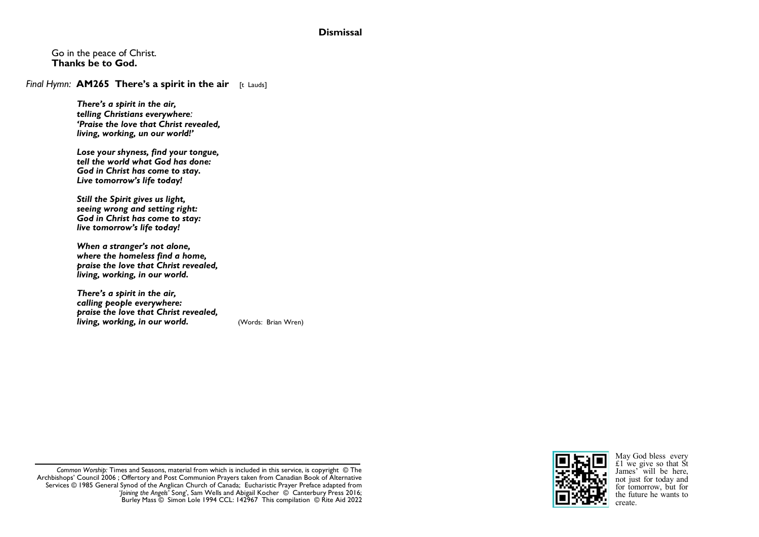**Dismissal**

Go in the peace of Christ.
**Thanks be to God.**

*Final Hymn:* **AM265 There's a spirit in the air** [t Lauds]

***There's a spirit in the air,***
***telling Christians everywhere:***
***'Praise the love that Christ revealed,***
***living, working, un our world!'***

***Lose your shyness, find your tongue,***
***tell the world what God has done:***
***God in Christ has come to stay.***
***Live tomorrow's life today!***

***Still the Spirit gives us light,***
***seeing wrong and setting right:***
***God in Christ has come to stay:***
***live tomorrow's life today!***

***When a stranger's not alone,***
***where the homeless find a home,***
***praise the love that Christ revealed,***
***living, working, in our world.***

***There's a spirit in the air,***
***calling people everywhere:***
***praise the love that Christ revealed,***
***living, working, in our world.***

(Words: Brian Wren)

---

*Common Worship:* Times and Seasons, material from which is included in this service, is copyright © The Archbishops' Council 2006 ; Offertory and Post Communion Prayers taken from Canadian Book of Alternative Services © 1985 General Synod of the Anglican Church of Canada; Eucharistic Prayer Preface adapted from '*Joining the Angels'* Song', Sam Wells and Abigail Kocher © Canterbury Press 2016; Burley Mass © Simon Lole 1994 CCL: 142967 This compilation © Rite Aid 2022

May God bless every £1 we give so that St James' will be here, not just for today and for tomorrow, but for the future he wants to create.